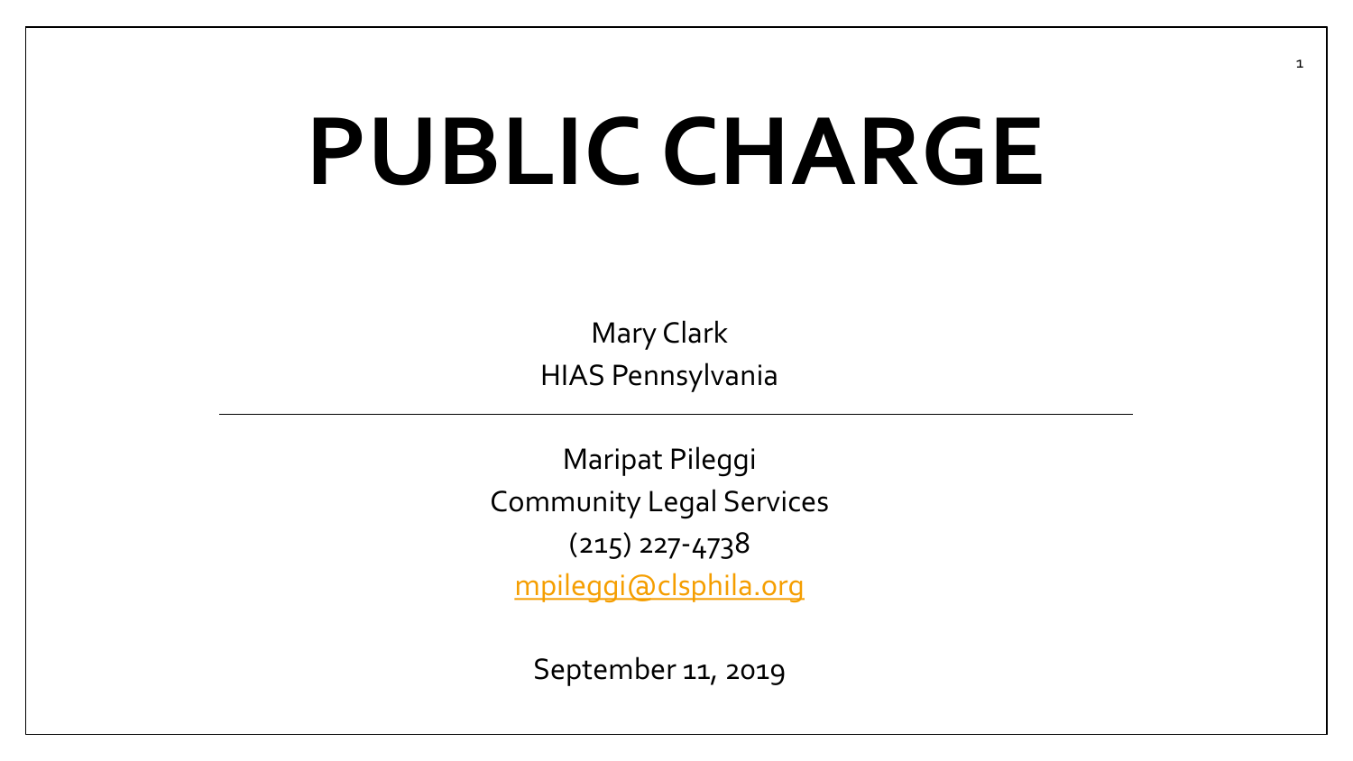# PUBLIC CHARGE

Mary Clark
HIAS Pennsylvania

---

Maripat Pileggi
Community Legal Services
(215) 227-4738
mpileggi@clsphila.org

September 11, 2019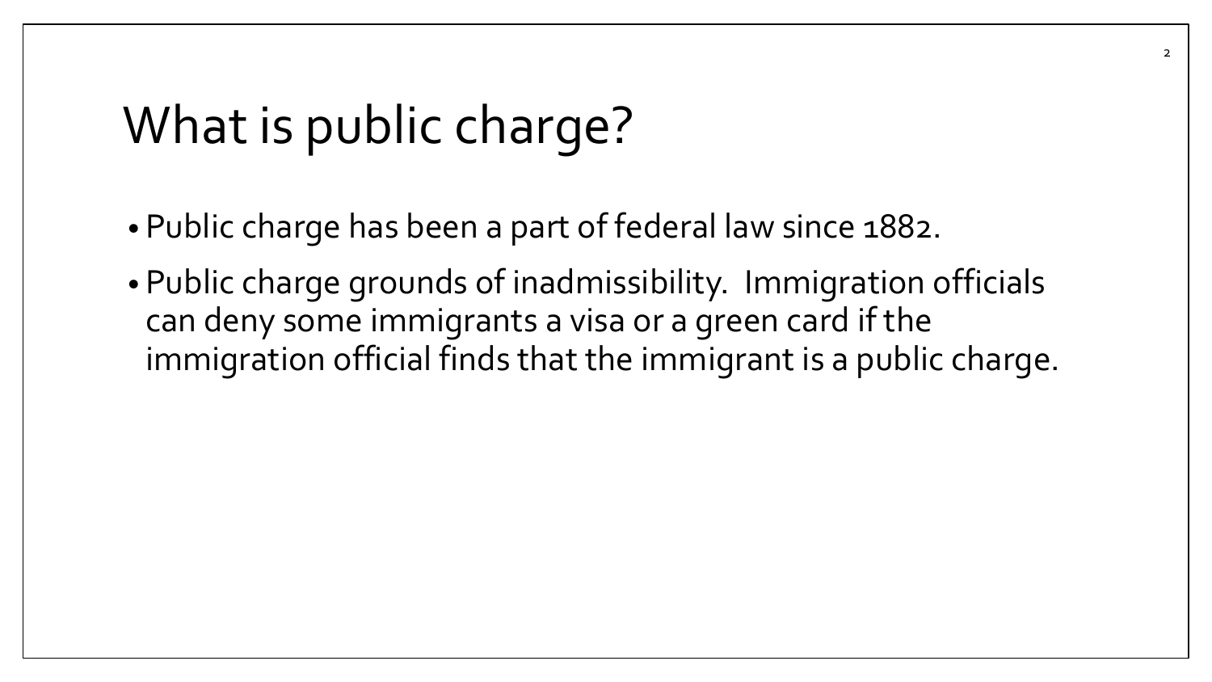# What is public charge?

- Public charge has been a part of federal law since 1882.
- Public charge grounds of inadmissibility. Immigration officials can deny some immigrants a visa or a green card if the immigration official finds that the immigrant is a public charge.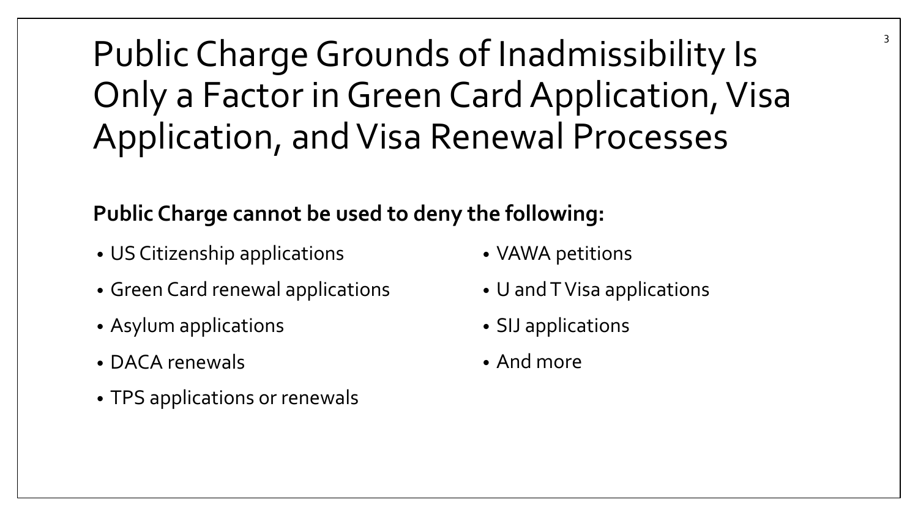# Public Charge Grounds of Inadmissibility Is Only a Factor in Green Card Application, Visa Application, and Visa Renewal Processes

**Public Charge cannot be used to deny the following:**

- US Citizenship applications
- Green Card renewal applications
- Asylum applications
- DACA renewals
- TPS applications or renewals
- VAWA petitions
- U and T Visa applications
- SIJ applications
- And more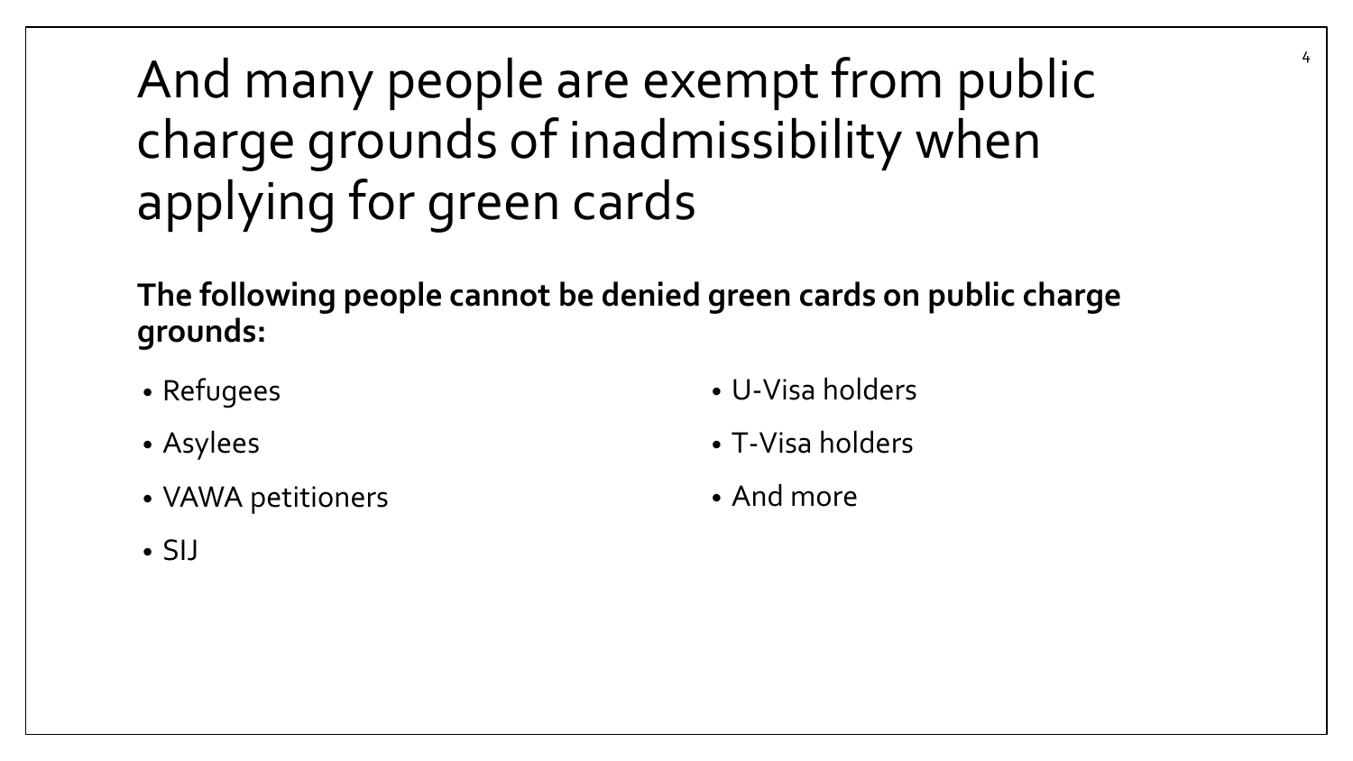# And many people are exempt from public charge grounds of inadmissibility when applying for green cards

**The following people cannot be denied green cards on public charge grounds:**

- Refugees
- Asylees
- VAWA petitioners
- SIJ
- U-Visa holders
- T-Visa holders
- And more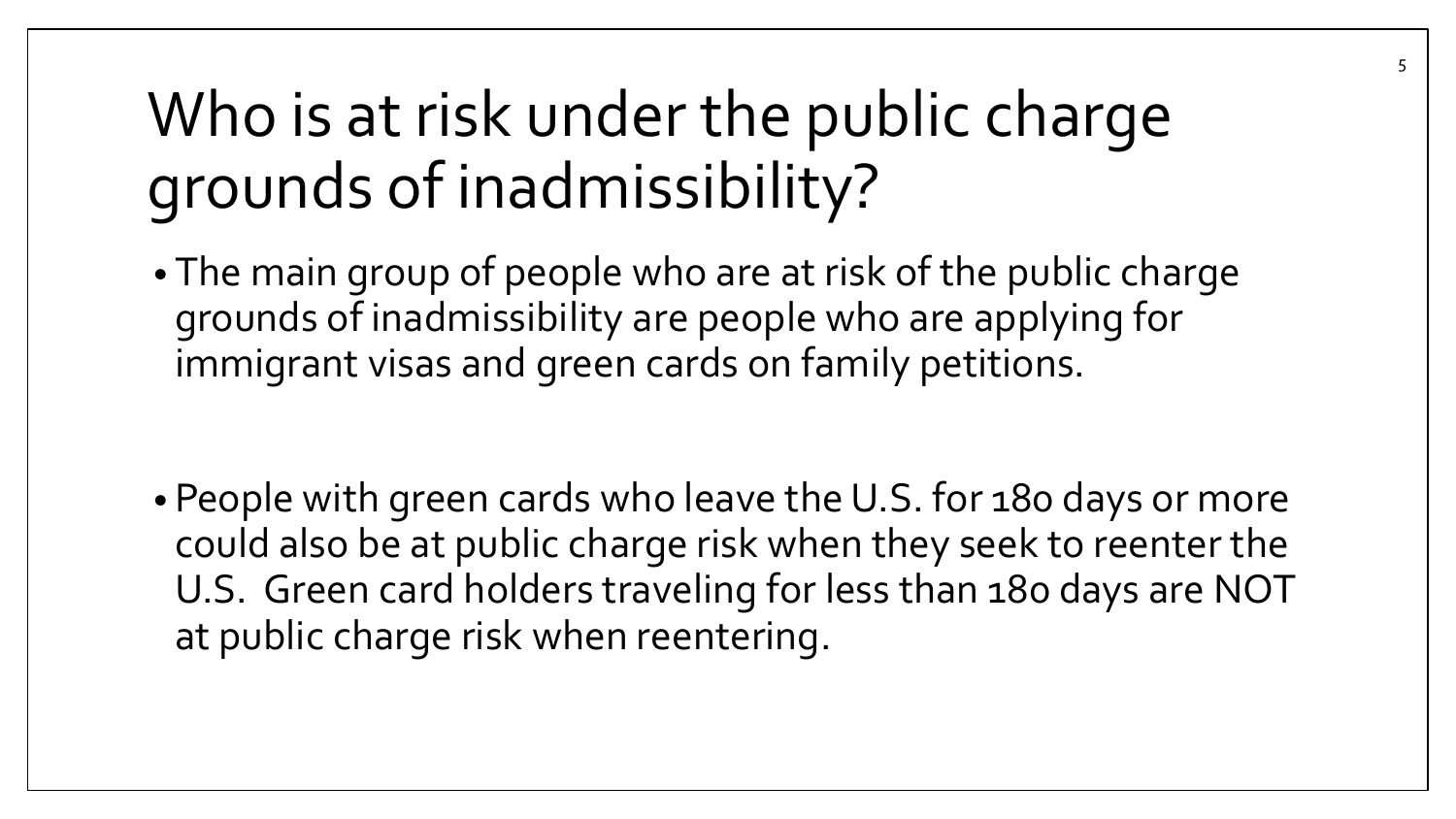# Who is at risk under the public charge grounds of inadmissibility?

- The main group of people who are at risk of the public charge grounds of inadmissibility are people who are applying for immigrant visas and green cards on family petitions.

- People with green cards who leave the U.S. for 180 days or more could also be at public charge risk when they seek to reenter the U.S. Green card holders traveling for less than 180 days are NOT at public charge risk when reentering.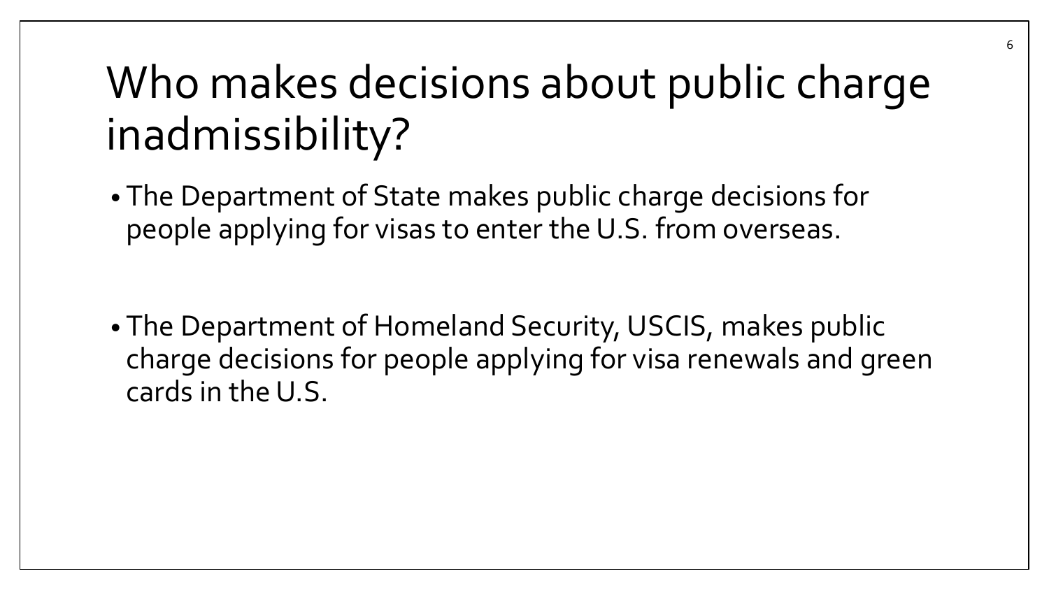# Who makes decisions about public charge inadmissibility?

- The Department of State makes public charge decisions for people applying for visas to enter the U.S. from overseas.

- The Department of Homeland Security, USCIS, makes public charge decisions for people applying for visa renewals and green cards in the U.S.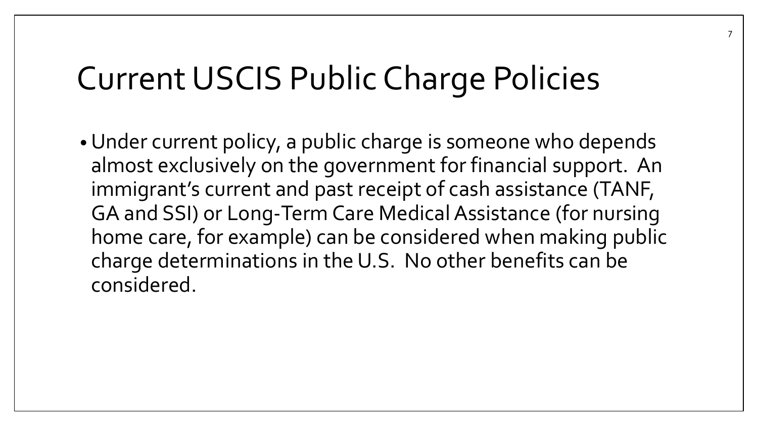# Current USCIS Public Charge Policies

- Under current policy, a public charge is someone who depends almost exclusively on the government for financial support. An immigrant's current and past receipt of cash assistance (TANF, GA and SSI) or Long-Term Care Medical Assistance (for nursing home care, for example) can be considered when making public charge determinations in the U.S. No other benefits can be considered.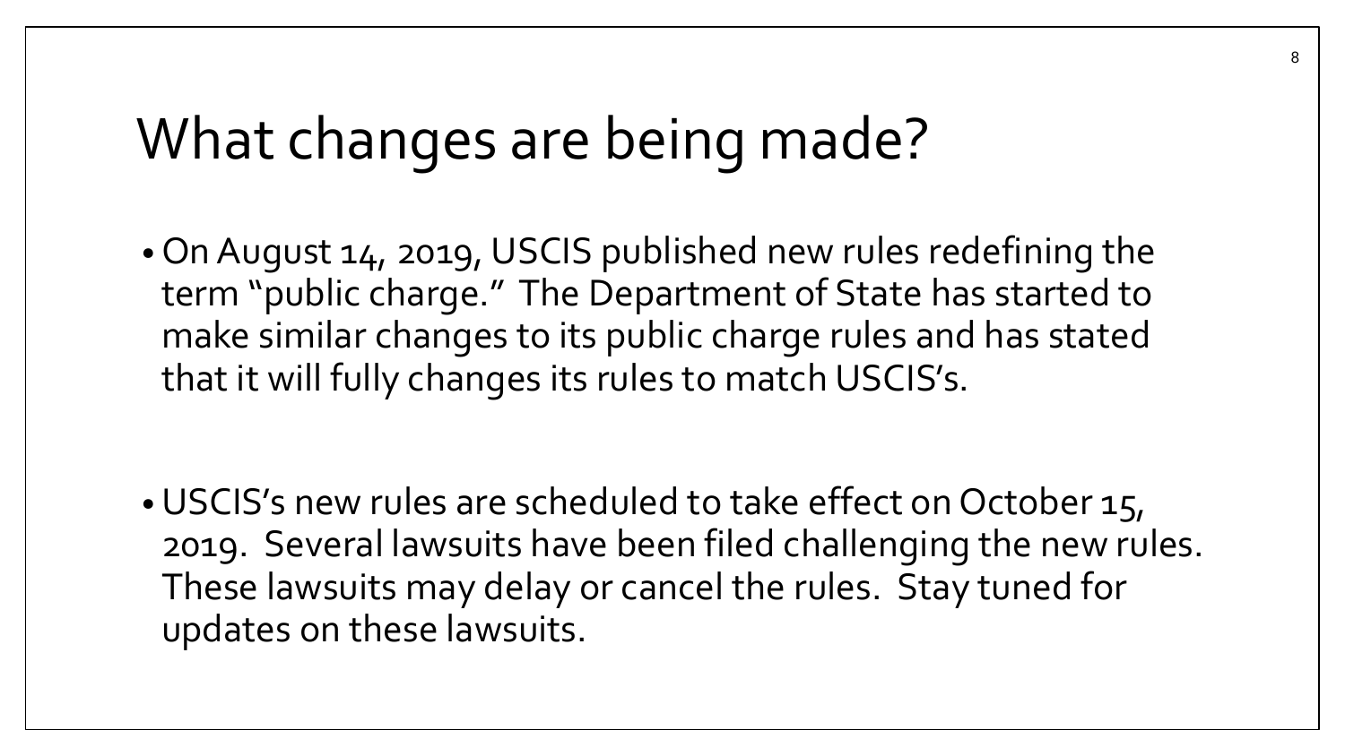# What changes are being made?

- On August 14, 2019, USCIS published new rules redefining the term "public charge." The Department of State has started to make similar changes to its public charge rules and has stated that it will fully changes its rules to match USCIS's.

- USCIS's new rules are scheduled to take effect on October 15, 2019. Several lawsuits have been filed challenging the new rules. These lawsuits may delay or cancel the rules. Stay tuned for updates on these lawsuits.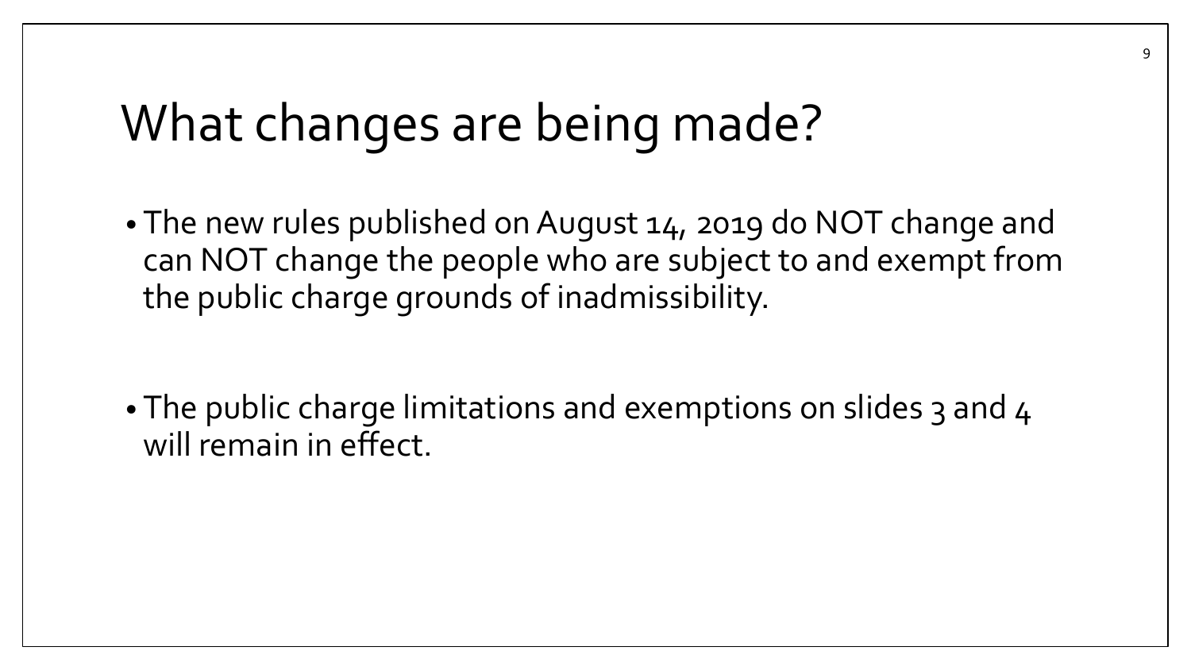# What changes are being made?

- The new rules published on August 14, 2019 do NOT change and can NOT change the people who are subject to and exempt from the public charge grounds of inadmissibility.

- The public charge limitations and exemptions on slides 3 and 4 will remain in effect.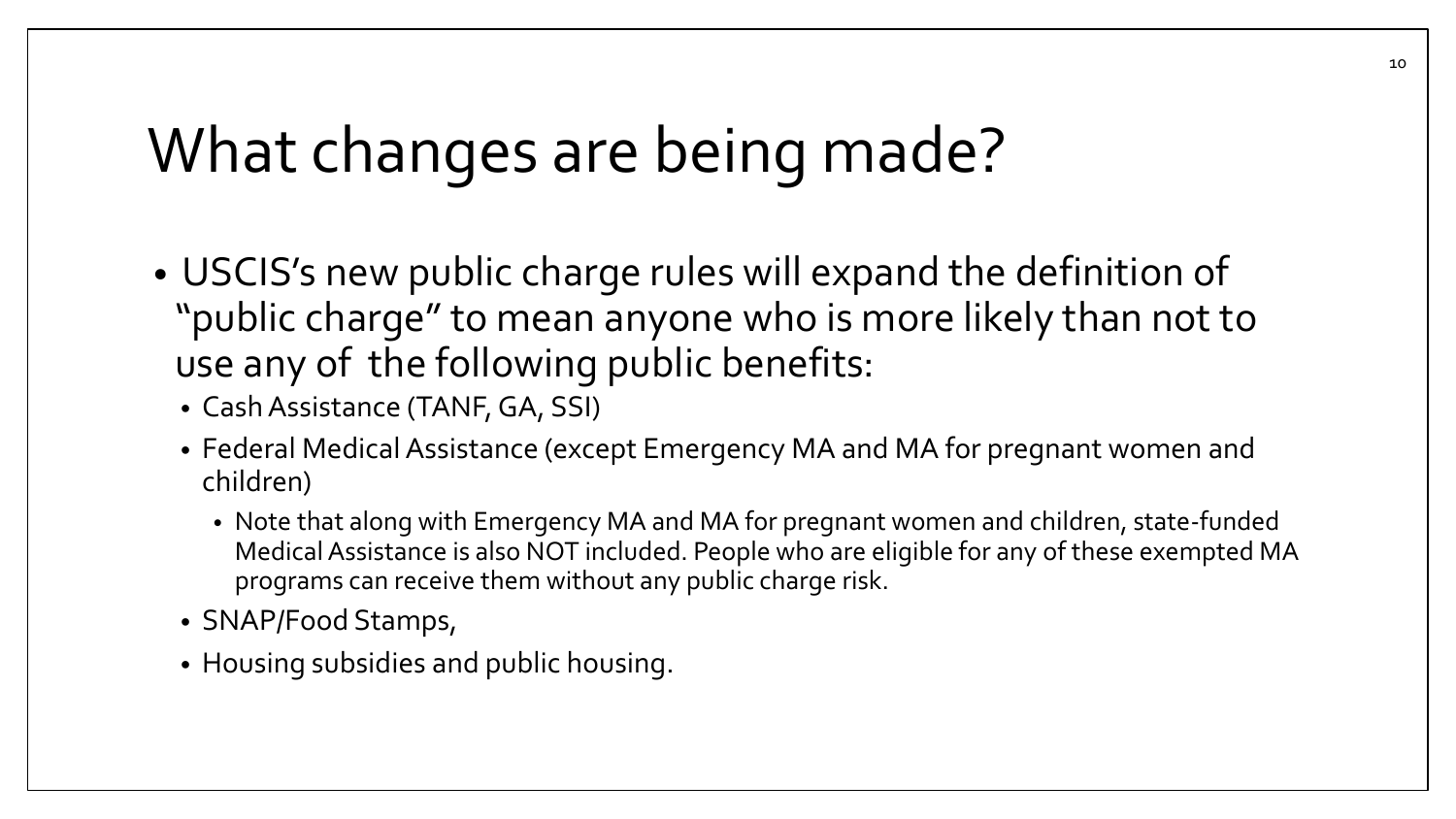# What changes are being made?

- USCIS's new public charge rules will expand the definition of "public charge" to mean anyone who is more likely than not to use any of the following public benefits:
  - Cash Assistance (TANF, GA, SSI)
  - Federal Medical Assistance (except Emergency MA and MA for pregnant women and children)
    - Note that along with Emergency MA and MA for pregnant women and children, state-funded Medical Assistance is also NOT included. People who are eligible for any of these exempted MA programs can receive them without any public charge risk.
  - SNAP/Food Stamps,
  - Housing subsidies and public housing.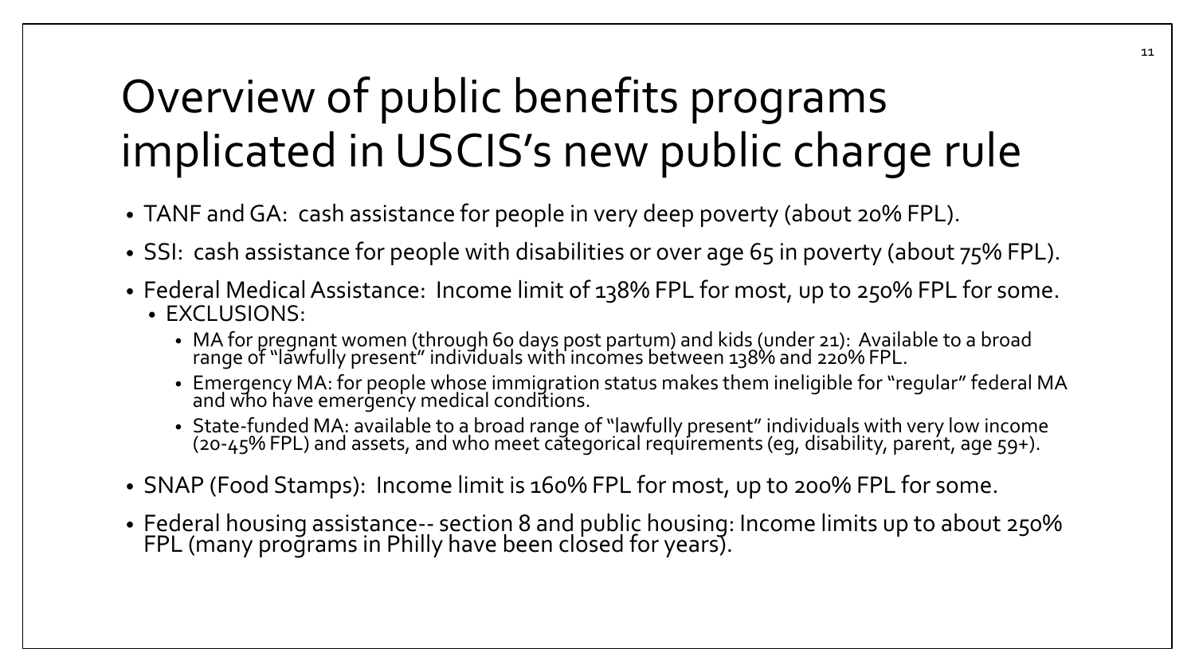# Overview of public benefits programs implicated in USCIS's new public charge rule

- TANF and GA: cash assistance for people in very deep poverty (about 20% FPL).
- SSI: cash assistance for people with disabilities or over age 65 in poverty (about 75% FPL).
- Federal Medical Assistance: Income limit of 138% FPL for most, up to 250% FPL for some.
  - EXCLUSIONS:
    - MA for pregnant women (through 60 days post partum) and kids (under 21): Available to a broad range of "lawfully present" individuals with incomes between 138% and 220% FPL.
    - Emergency MA: for people whose immigration status makes them ineligible for "regular" federal MA and who have emergency medical conditions.
    - State-funded MA: available to a broad range of "lawfully present" individuals with very low income (20-45% FPL) and assets, and who meet categorical requirements (eg, disability, parent, age 59+).
- SNAP (Food Stamps): Income limit is 160% FPL for most, up to 200% FPL for some.
- Federal housing assistance-- section 8 and public housing: Income limits up to about 250% FPL (many programs in Philly have been closed for years).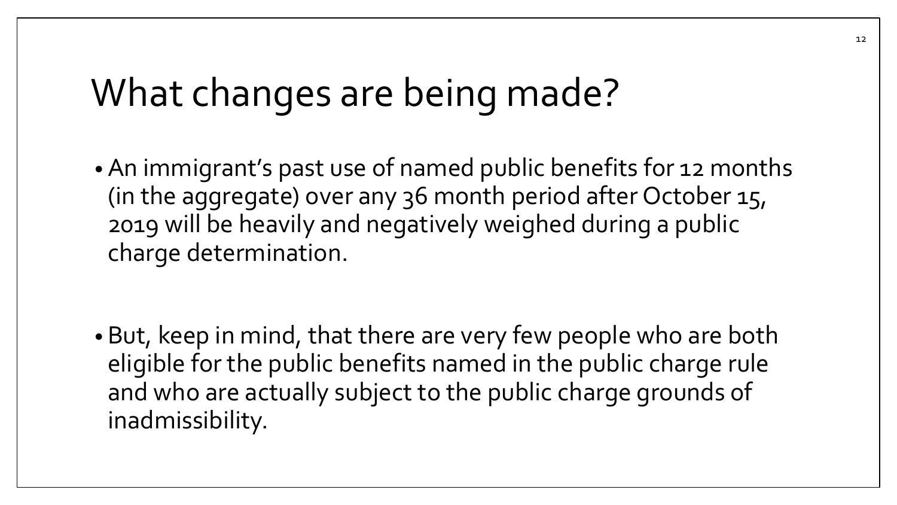# What changes are being made?

- An immigrant's past use of named public benefits for 12 months (in the aggregate) over any 36 month period after October 15, 2019 will be heavily and negatively weighed during a public charge determination.

- But, keep in mind, that there are very few people who are both eligible for the public benefits named in the public charge rule and who are actually subject to the public charge grounds of inadmissibility.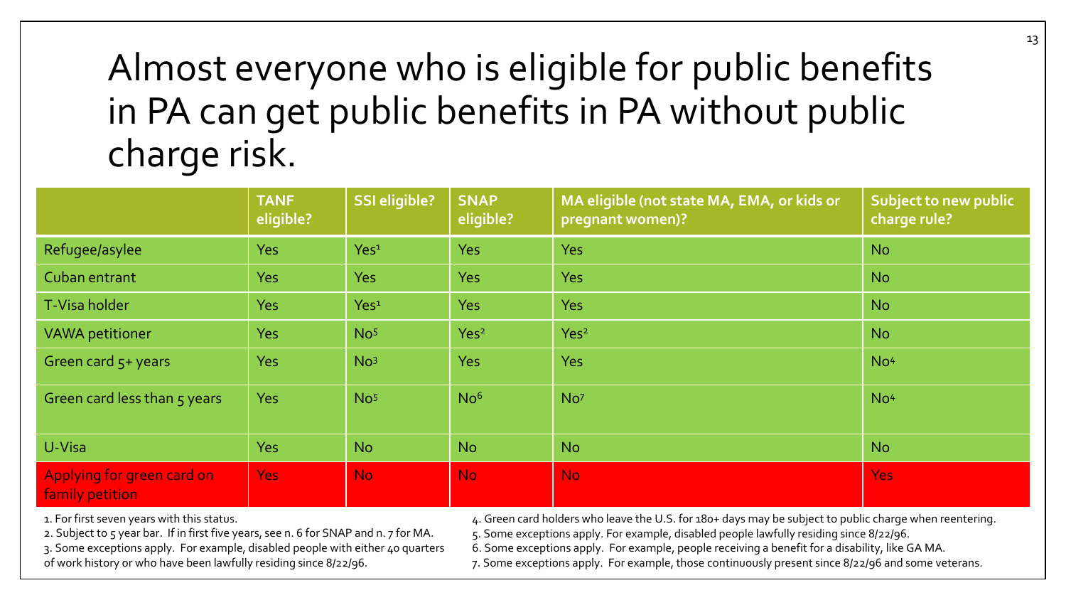# Almost everyone who is eligible for public benefits in PA can get public benefits in PA without public charge risk.

| | TANF eligible? | SSI eligible? | SNAP eligible? | MA eligible (not state MA, EMA, or kids or pregnant women)? | Subject to new public charge rule? |
|---|---|---|---|---|---|
| Refugee/asylee | Yes | Yes[1] | Yes | Yes | No |
| Cuban entrant | Yes | Yes | Yes | Yes | No |
| T-Visa holder | Yes | Yes[1] | Yes | Yes | No |
| VAWA petitioner | Yes | No[5] | Yes[2] | Yes[2] | No |
| Green card 5+ years | Yes | No[3] | Yes | Yes | No[4] |
| Green card less than 5 years | Yes | No[5] | No[6] | No[7] | No[4] |
| U-Visa | Yes | No | No | No | No |
| Applying for green card on family petition | Yes | No | No | No | Yes |

1. For first seven years with this status.
2. Subject to 5 year bar. If in first five years, see n. 6 for SNAP and n. 7 for MA.
3. Some exceptions apply. For example, disabled people with either 40 quarters of work history or who have been lawfully residing since 8/22/96.
4. Green card holders who leave the U.S. for 180+ days may be subject to public charge when reentering.
5. Some exceptions apply. For example, disabled people lawfully residing since 8/22/96.
6. Some exceptions apply. For example, people receiving a benefit for a disability, like GA MA.
7. Some exceptions apply. For example, those continuously present since 8/22/96 and some veterans.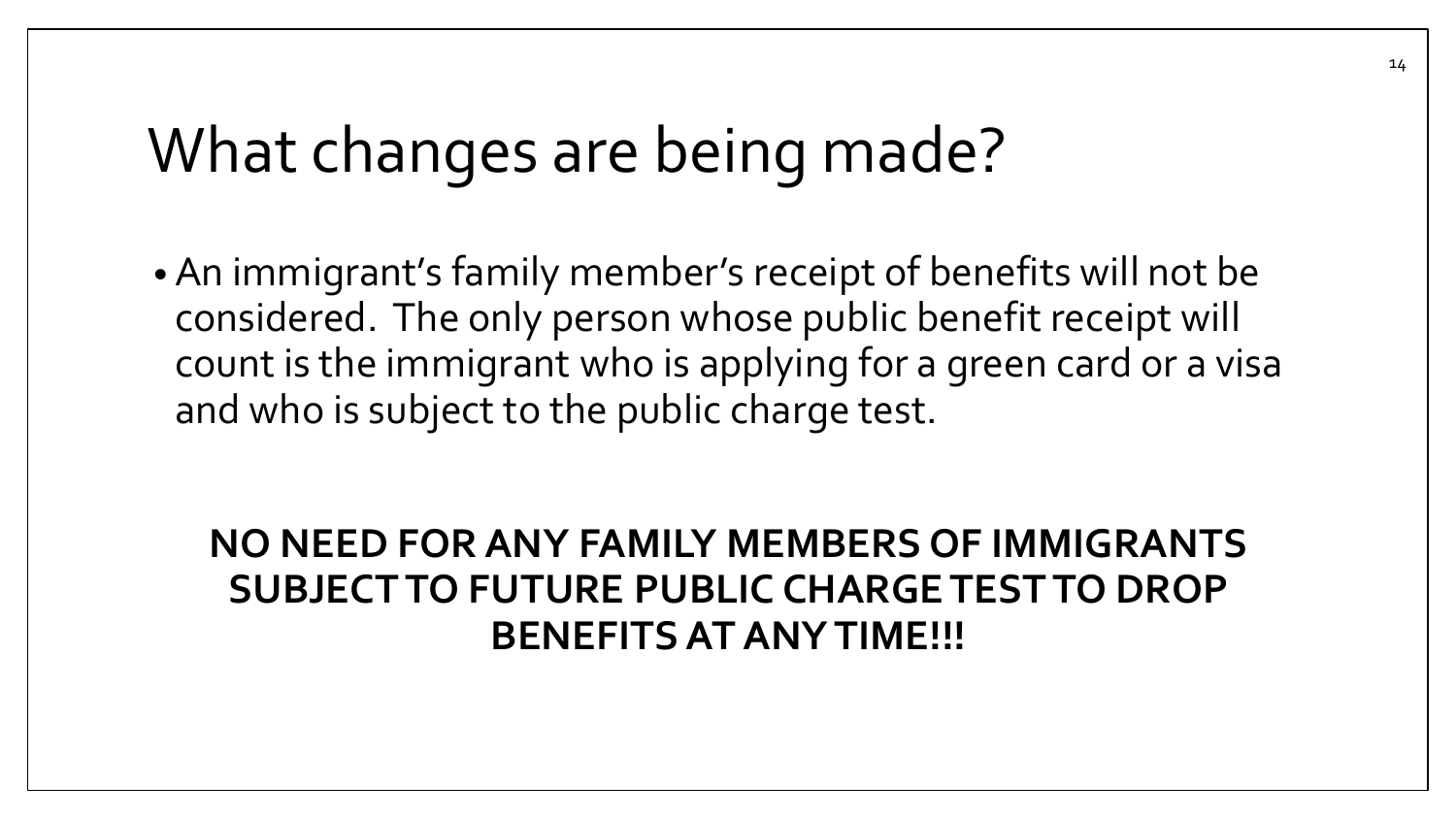# What changes are being made?

- An immigrant's family member's receipt of benefits will not be considered. The only person whose public benefit receipt will count is the immigrant who is applying for a green card or a visa and who is subject to the public charge test.

**NO NEED FOR ANY FAMILY MEMBERS OF IMMIGRANTS SUBJECT TO FUTURE PUBLIC CHARGE TEST TO DROP BENEFITS AT ANY TIME!!!**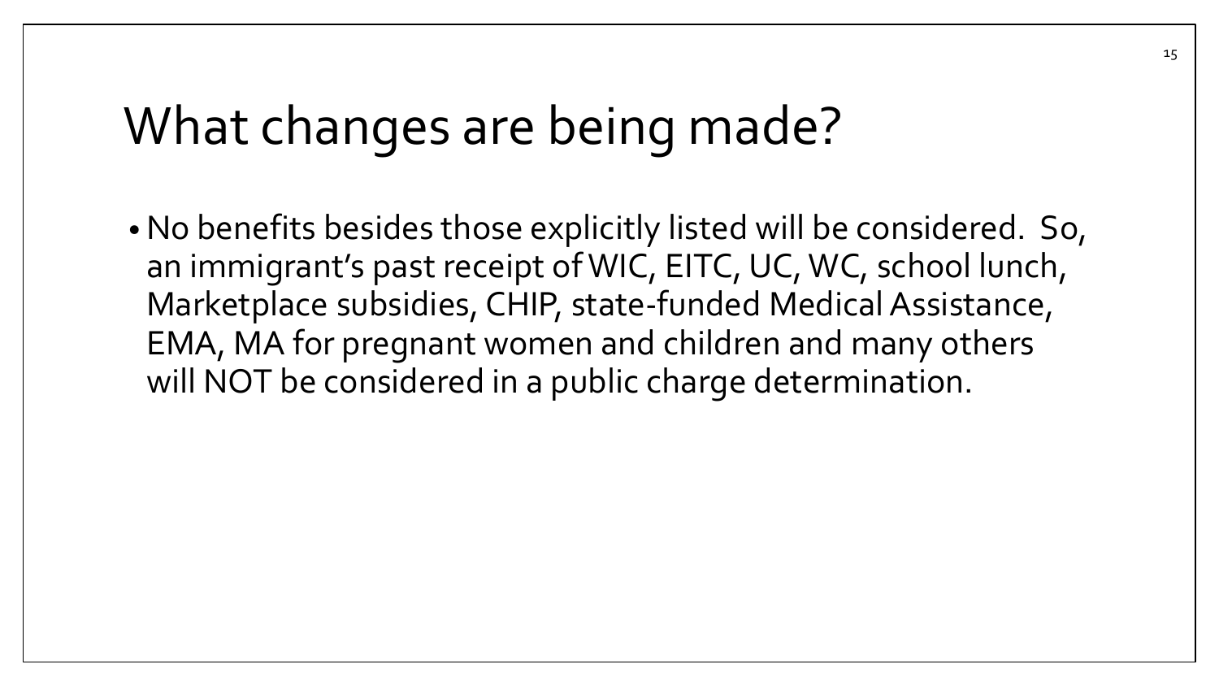# What changes are being made?

- No benefits besides those explicitly listed will be considered. So, an immigrant's past receipt of WIC, EITC, UC, WC, school lunch, Marketplace subsidies, CHIP, state-funded Medical Assistance, EMA, MA for pregnant women and children and many others will NOT be considered in a public charge determination.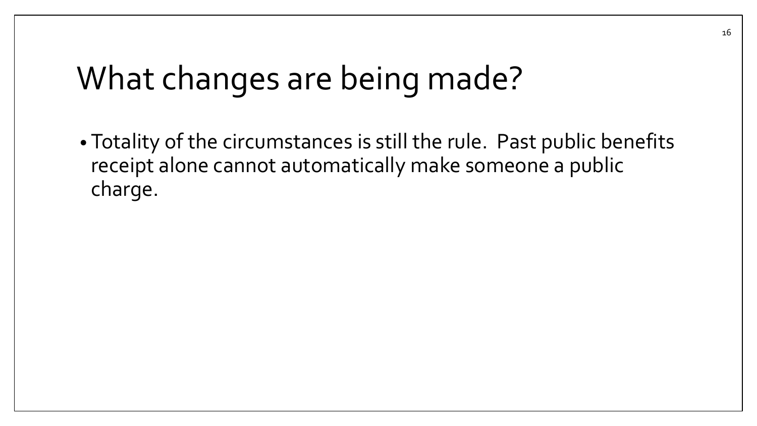# What changes are being made?

- Totality of the circumstances is still the rule. Past public benefits receipt alone cannot automatically make someone a public charge.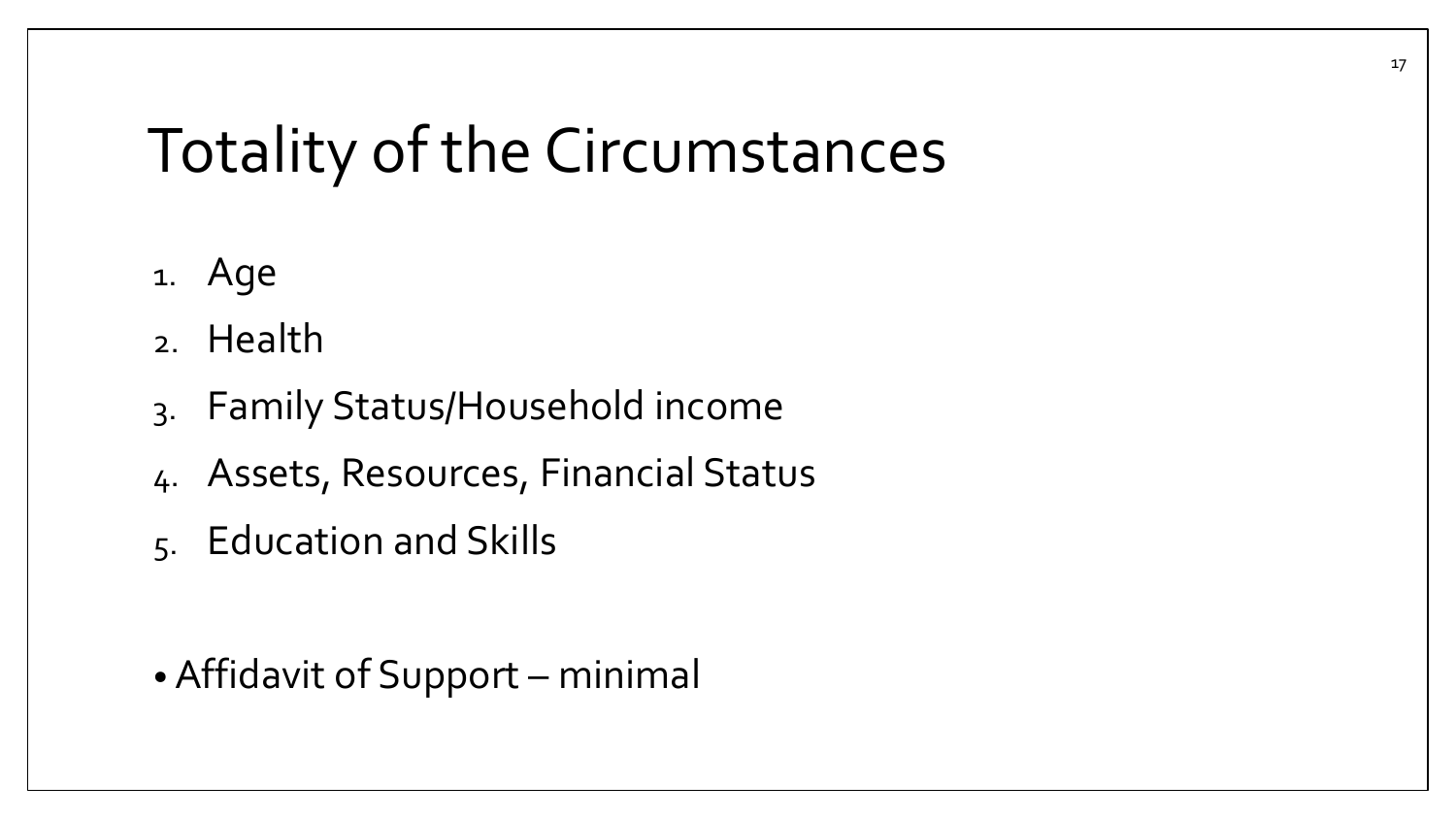# Totality of the Circumstances

1. Age
2. Health
3. Family Status/Household income
4. Assets, Resources, Financial Status
5. Education and Skills

- Affidavit of Support – minimal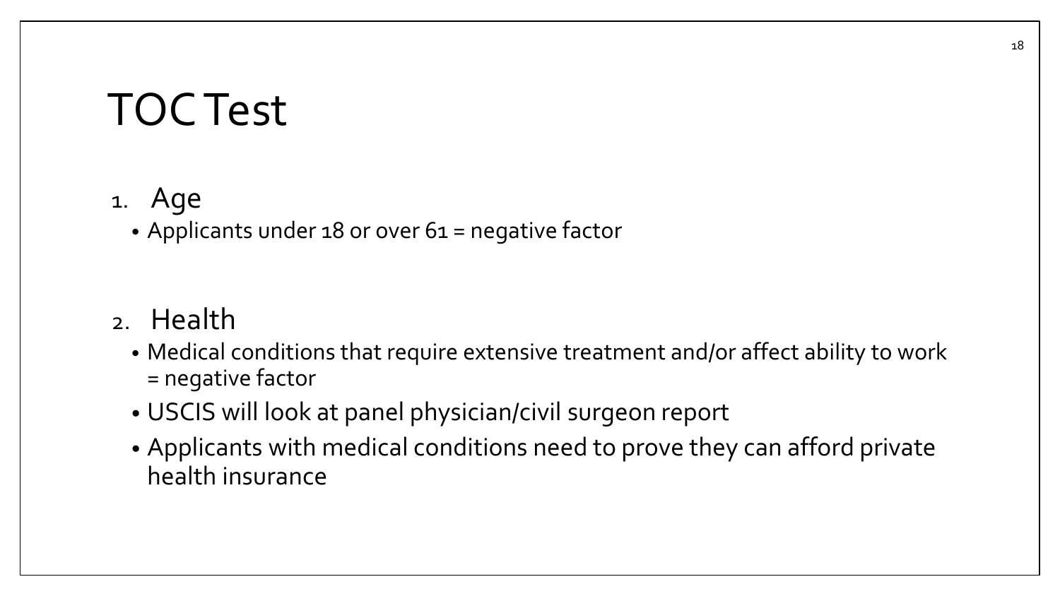# TOC Test

1. Age
   - Applicants under 18 or over 61 = negative factor

2. Health
   - Medical conditions that require extensive treatment and/or affect ability to work = negative factor
   - USCIS will look at panel physician/civil surgeon report
   - Applicants with medical conditions need to prove they can afford private health insurance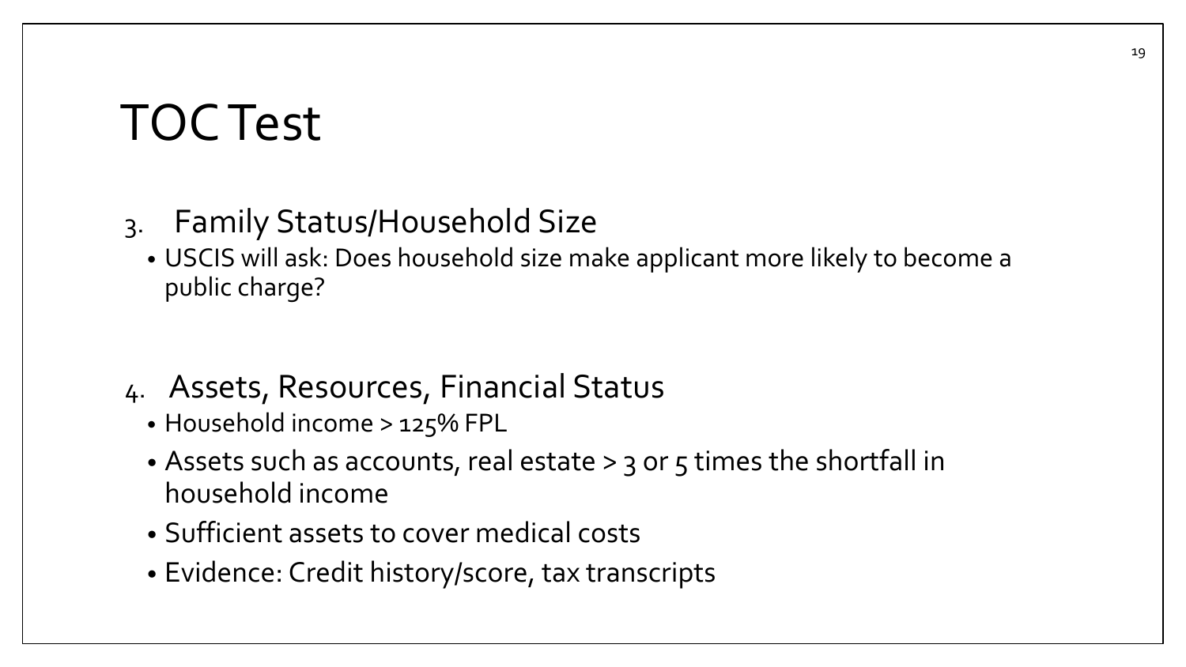# TOC Test

3. Family Status/Household Size
   - USCIS will ask: Does household size make applicant more likely to become a public charge?

4. Assets, Resources, Financial Status
   - Household income > 125% FPL
   - Assets such as accounts, real estate > 3 or 5 times the shortfall in household income
   - Sufficient assets to cover medical costs
   - Evidence: Credit history/score, tax transcripts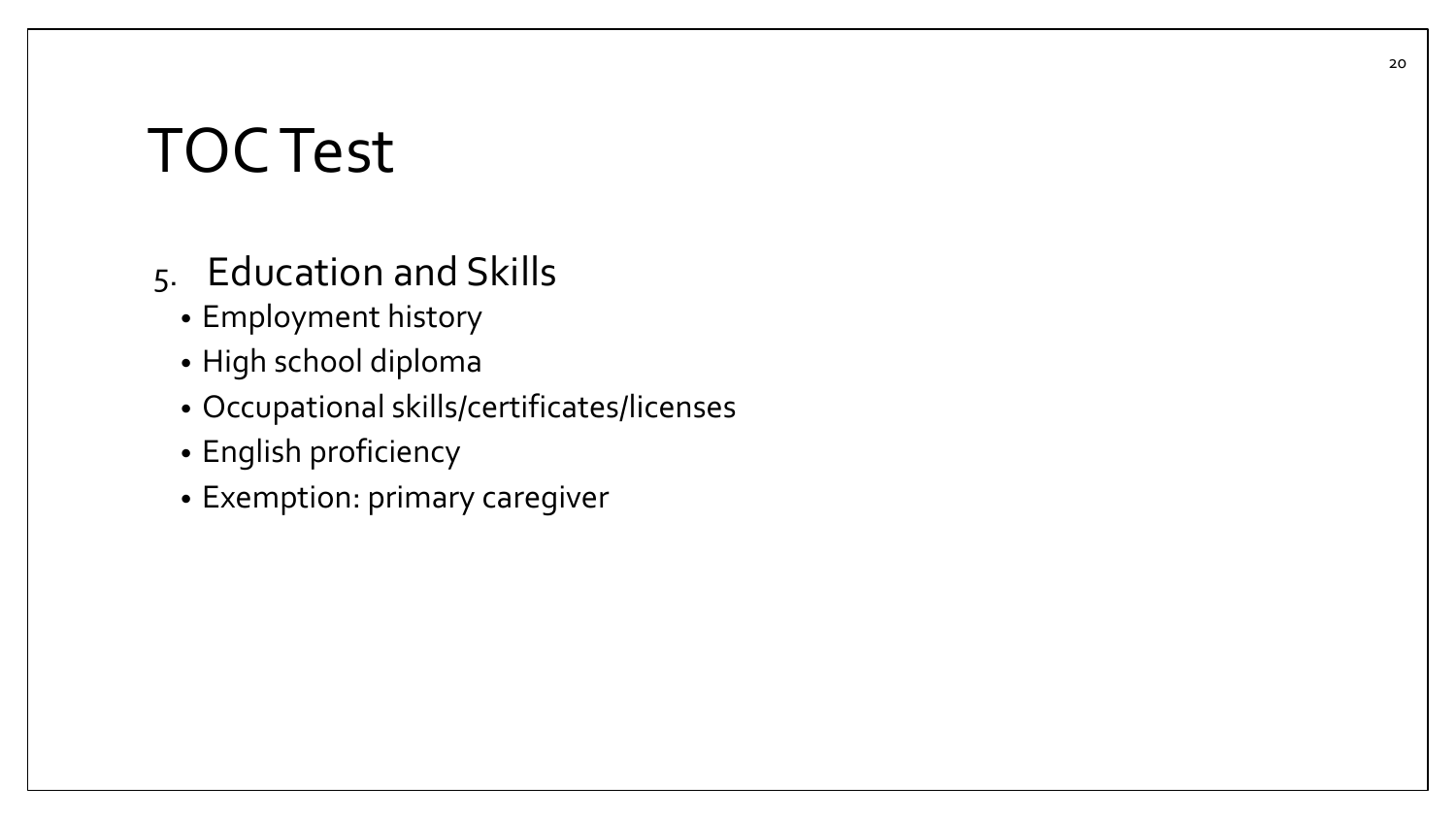# TOC Test

5. Education and Skills
   - Employment history
   - High school diploma
   - Occupational skills/certificates/licenses
   - English proficiency
   - Exemption: primary caregiver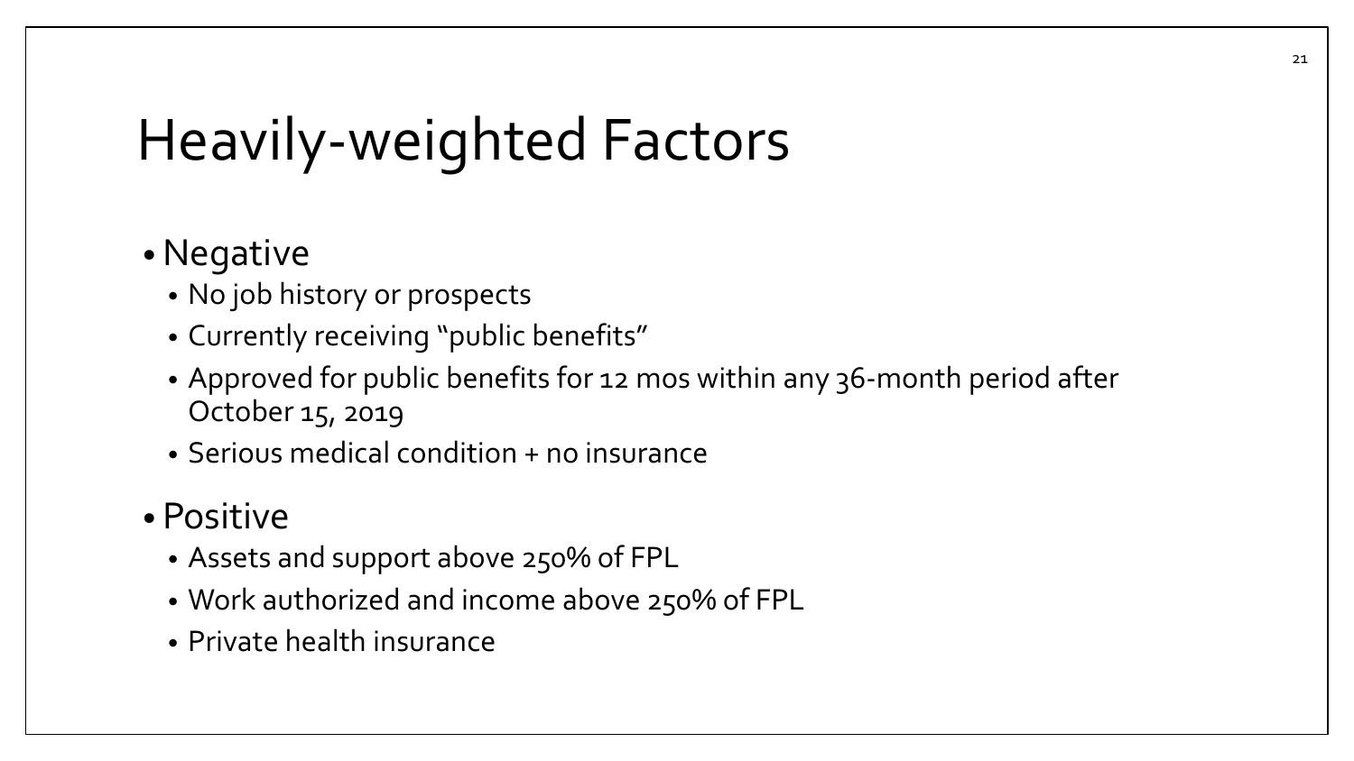# Heavily-weighted Factors

- Negative
  - No job history or prospects
  - Currently receiving "public benefits"
  - Approved for public benefits for 12 mos within any 36-month period after October 15, 2019
  - Serious medical condition + no insurance
- Positive
  - Assets and support above 250% of FPL
  - Work authorized and income above 250% of FPL
  - Private health insurance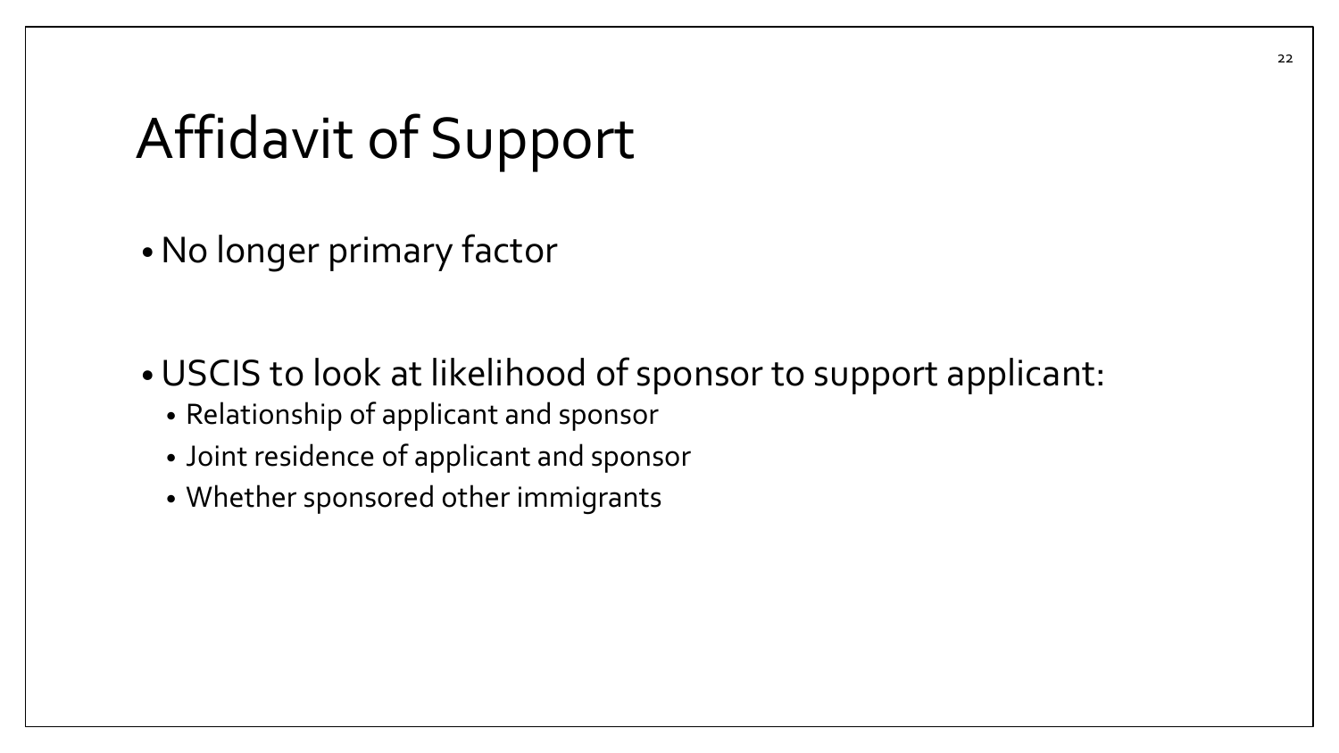# Affidavit of Support

- No longer primary factor

- USCIS to look at likelihood of sponsor to support applicant:
  - Relationship of applicant and sponsor
  - Joint residence of applicant and sponsor
  - Whether sponsored other immigrants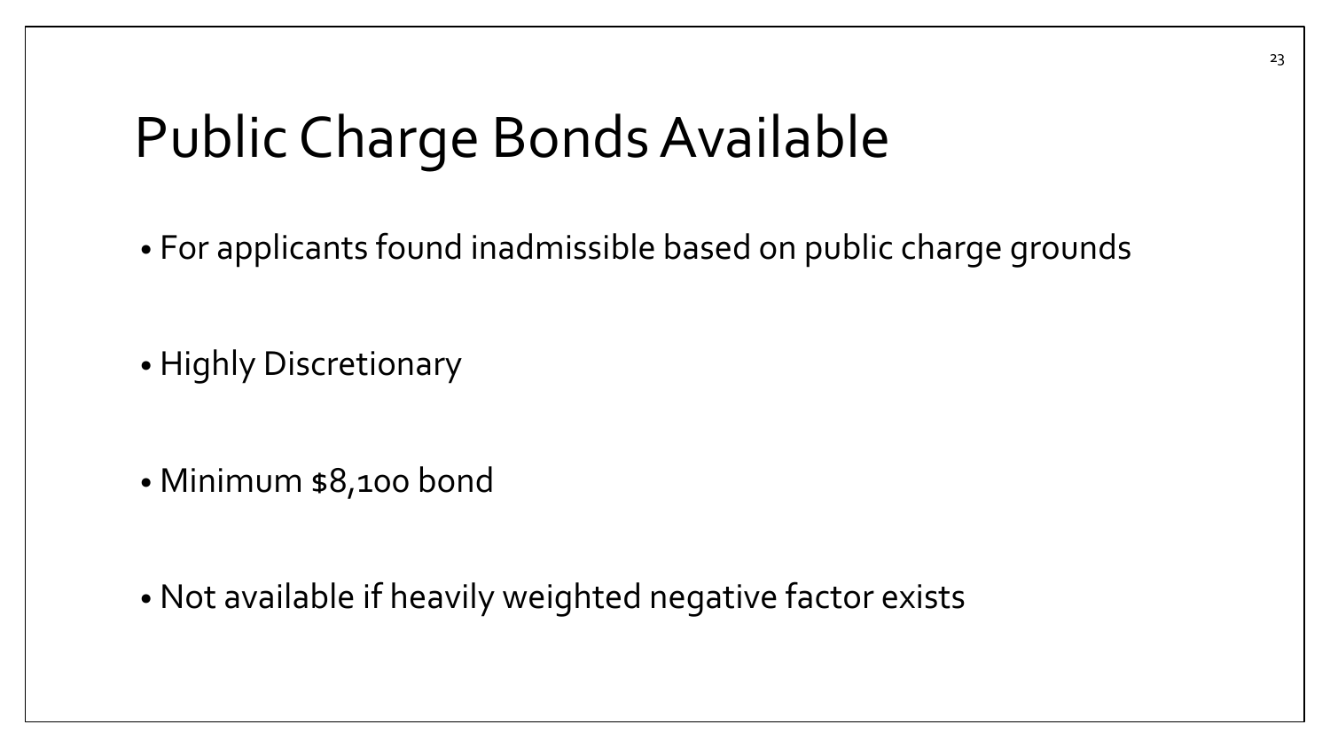# Public Charge Bonds Available

- For applicants found inadmissible based on public charge grounds
- Highly Discretionary
- Minimum $8,100 bond
- Not available if heavily weighted negative factor exists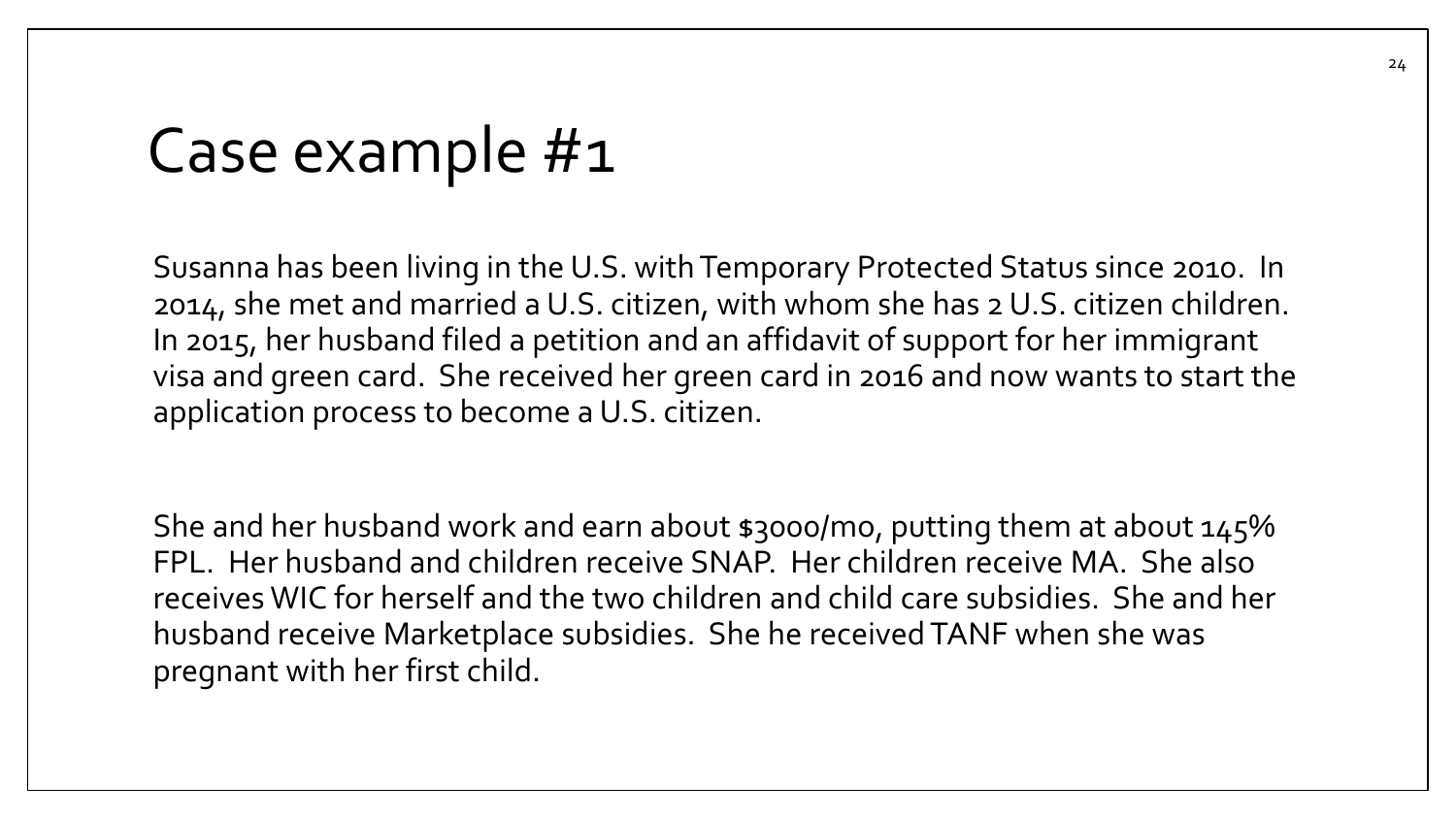# Case example #1

Susanna has been living in the U.S. with Temporary Protected Status since 2010. In 2014, she met and married a U.S. citizen, with whom she has 2 U.S. citizen children. In 2015, her husband filed a petition and an affidavit of support for her immigrant visa and green card. She received her green card in 2016 and now wants to start the application process to become a U.S. citizen.

She and her husband work and earn about $3000/mo, putting them at about 145% FPL. Her husband and children receive SNAP. Her children receive MA. She also receives WIC for herself and the two children and child care subsidies. She and her husband receive Marketplace subsidies. She he received TANF when she was pregnant with her first child.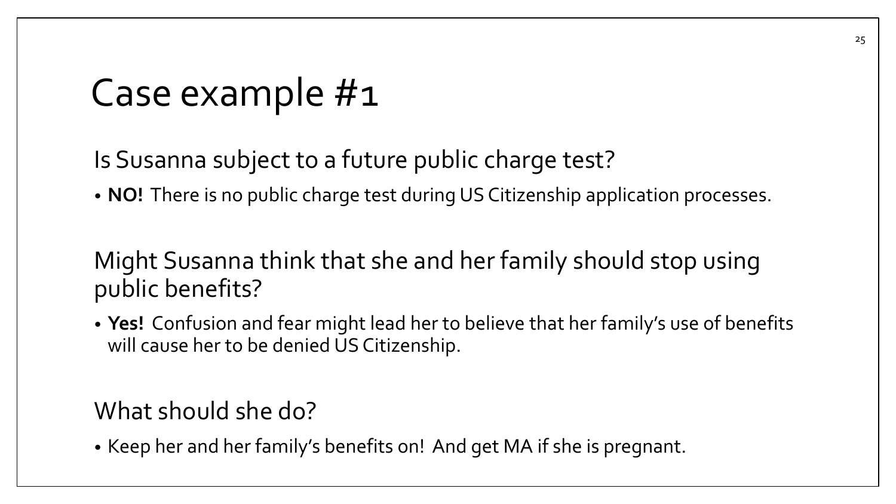# Case example #1

## Is Susanna subject to a future public charge test?

- **NO!** There is no public charge test during US Citizenship application processes.

## Might Susanna think that she and her family should stop using public benefits?

- **Yes!** Confusion and fear might lead her to believe that her family's use of benefits will cause her to be denied US Citizenship.

## What should she do?

- Keep her and her family's benefits on! And get MA if she is pregnant.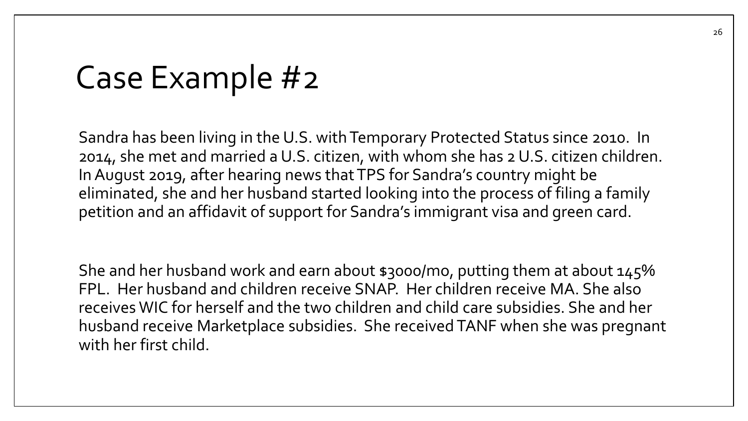# Case Example #2

Sandra has been living in the U.S. with Temporary Protected Status since 2010. In 2014, she met and married a U.S. citizen, with whom she has 2 U.S. citizen children. In August 2019, after hearing news that TPS for Sandra's country might be eliminated, she and her husband started looking into the process of filing a family petition and an affidavit of support for Sandra's immigrant visa and green card.

She and her husband work and earn about $3000/mo, putting them at about 145% FPL. Her husband and children receive SNAP. Her children receive MA. She also receives WIC for herself and the two children and child care subsidies. She and her husband receive Marketplace subsidies. She received TANF when she was pregnant with her first child.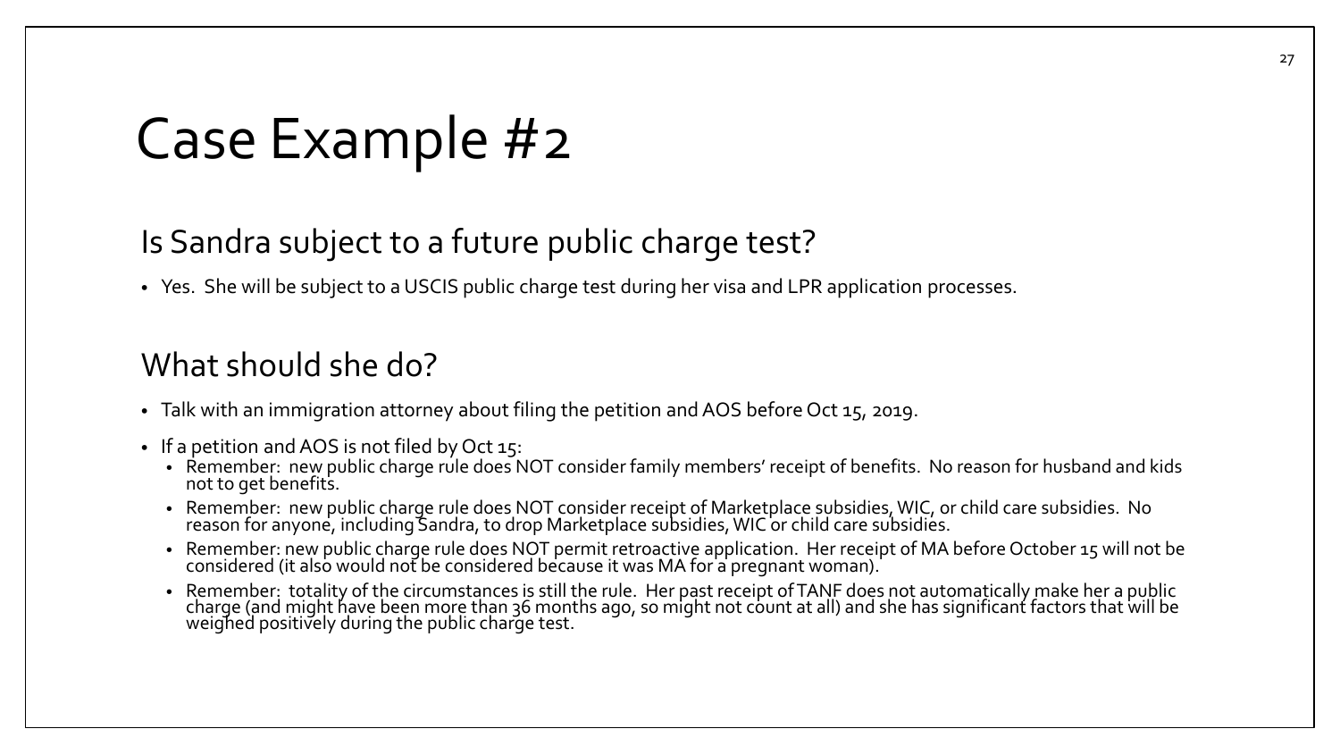# Case Example #2

## Is Sandra subject to a future public charge test?

- Yes. She will be subject to a USCIS public charge test during her visa and LPR application processes.

## What should she do?

- Talk with an immigration attorney about filing the petition and AOS before Oct 15, 2019.
- If a petition and AOS is not filed by Oct 15:
  - Remember: new public charge rule does NOT consider family members' receipt of benefits. No reason for husband and kids not to get benefits.
  - Remember: new public charge rule does NOT consider receipt of Marketplace subsidies, WIC, or child care subsidies. No reason for anyone, including Sandra, to drop Marketplace subsidies, WIC or child care subsidies.
  - Remember: new public charge rule does NOT permit retroactive application. Her receipt of MA before October 15 will not be considered (it also would not be considered because it was MA for a pregnant woman).
  - Remember: totality of the circumstances is still the rule. Her past receipt of TANF does not automatically make her a public charge (and might have been more than 36 months ago, so might not count at all) and she has significant factors that will be weighed positively during the public charge test.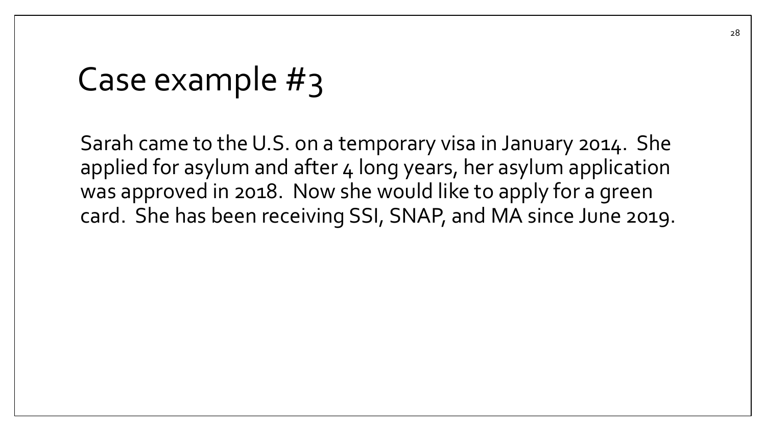# Case example #3

Sarah came to the U.S. on a temporary visa in January 2014. She applied for asylum and after 4 long years, her asylum application was approved in 2018. Now she would like to apply for a green card. She has been receiving SSI, SNAP, and MA since June 2019.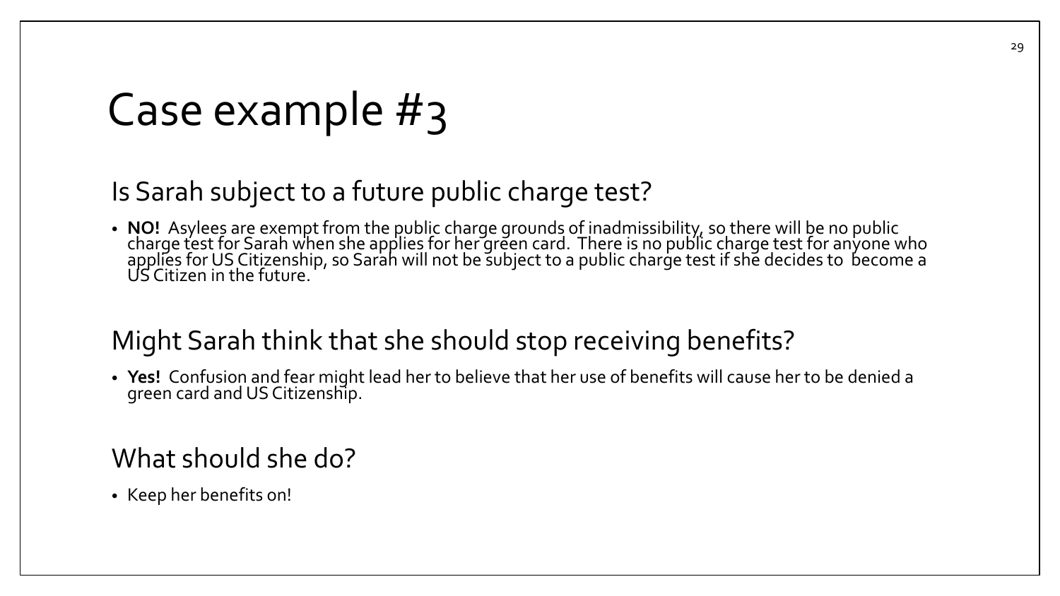# Case example #3

## Is Sarah subject to a future public charge test?

- **NO!** Asylees are exempt from the public charge grounds of inadmissibility, so there will be no public charge test for Sarah when she applies for her green card. There is no public charge test for anyone who applies for US Citizenship, so Sarah will not be subject to a public charge test if she decides to become a US Citizen in the future.

## Might Sarah think that she should stop receiving benefits?

- **Yes!** Confusion and fear might lead her to believe that her use of benefits will cause her to be denied a green card and US Citizenship.

## What should she do?

- Keep her benefits on!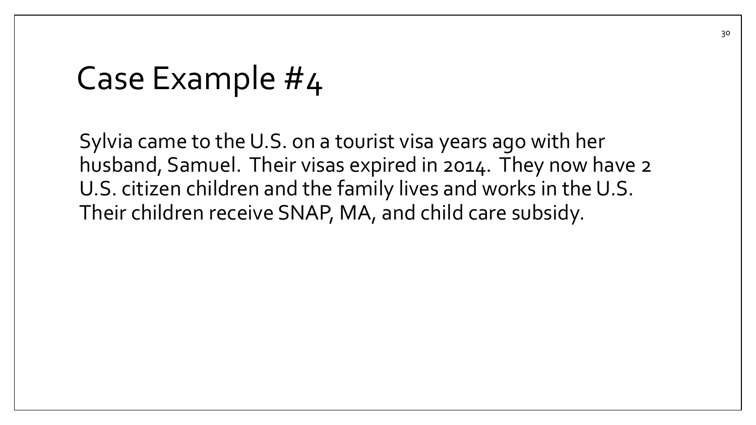# Case Example #4

Sylvia came to the U.S. on a tourist visa years ago with her husband, Samuel. Their visas expired in 2014. They now have 2 U.S. citizen children and the family lives and works in the U.S. Their children receive SNAP, MA, and child care subsidy.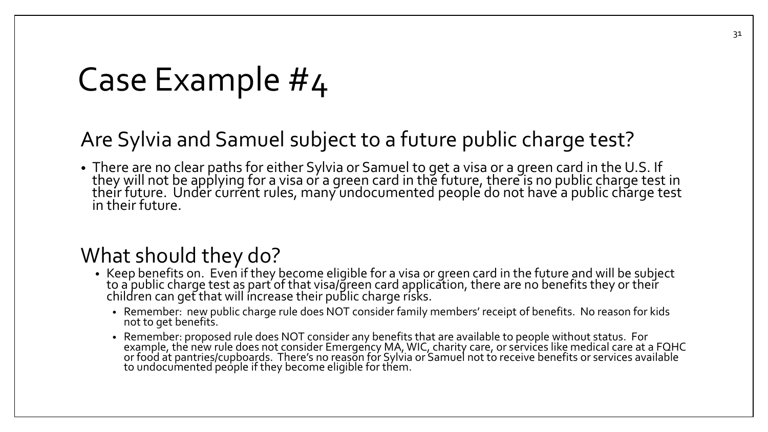# Case Example #4

## Are Sylvia and Samuel subject to a future public charge test?

- There are no clear paths for either Sylvia or Samuel to get a visa or a green card in the U.S. If they will not be applying for a visa or a green card in the future, there is no public charge test in their future. Under current rules, many undocumented people do not have a public charge test in their future.

## What should they do?

- Keep benefits on. Even if they become eligible for a visa or green card in the future and will be subject to a public charge test as part of that visa/green card application, there are no benefits they or their children can get that will increase their public charge risks.
  - Remember: new public charge rule does NOT consider family members' receipt of benefits. No reason for kids not to get benefits.
  - Remember: proposed rule does NOT consider any benefits that are available to people without status. For example, the new rule does not consider Emergency MA, WIC, charity care, or services like medical care at a FQHC or food at pantries/cupboards. There's no reason for Sylvia or Samuel not to receive benefits or services available to undocumented people if they become eligible for them.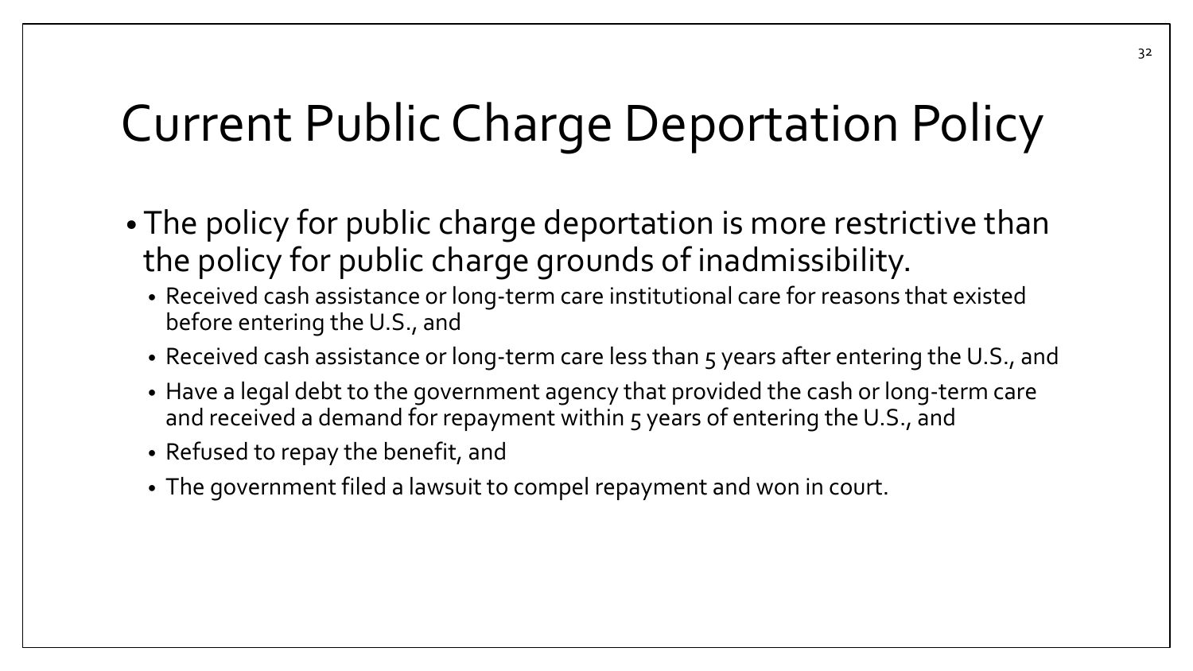# Current Public Charge Deportation Policy

- The policy for public charge deportation is more restrictive than the policy for public charge grounds of inadmissibility.
  - Received cash assistance or long-term care institutional care for reasons that existed before entering the U.S., and
  - Received cash assistance or long-term care less than 5 years after entering the U.S., and
  - Have a legal debt to the government agency that provided the cash or long-term care and received a demand for repayment within 5 years of entering the U.S., and
  - Refused to repay the benefit, and
  - The government filed a lawsuit to compel repayment and won in court.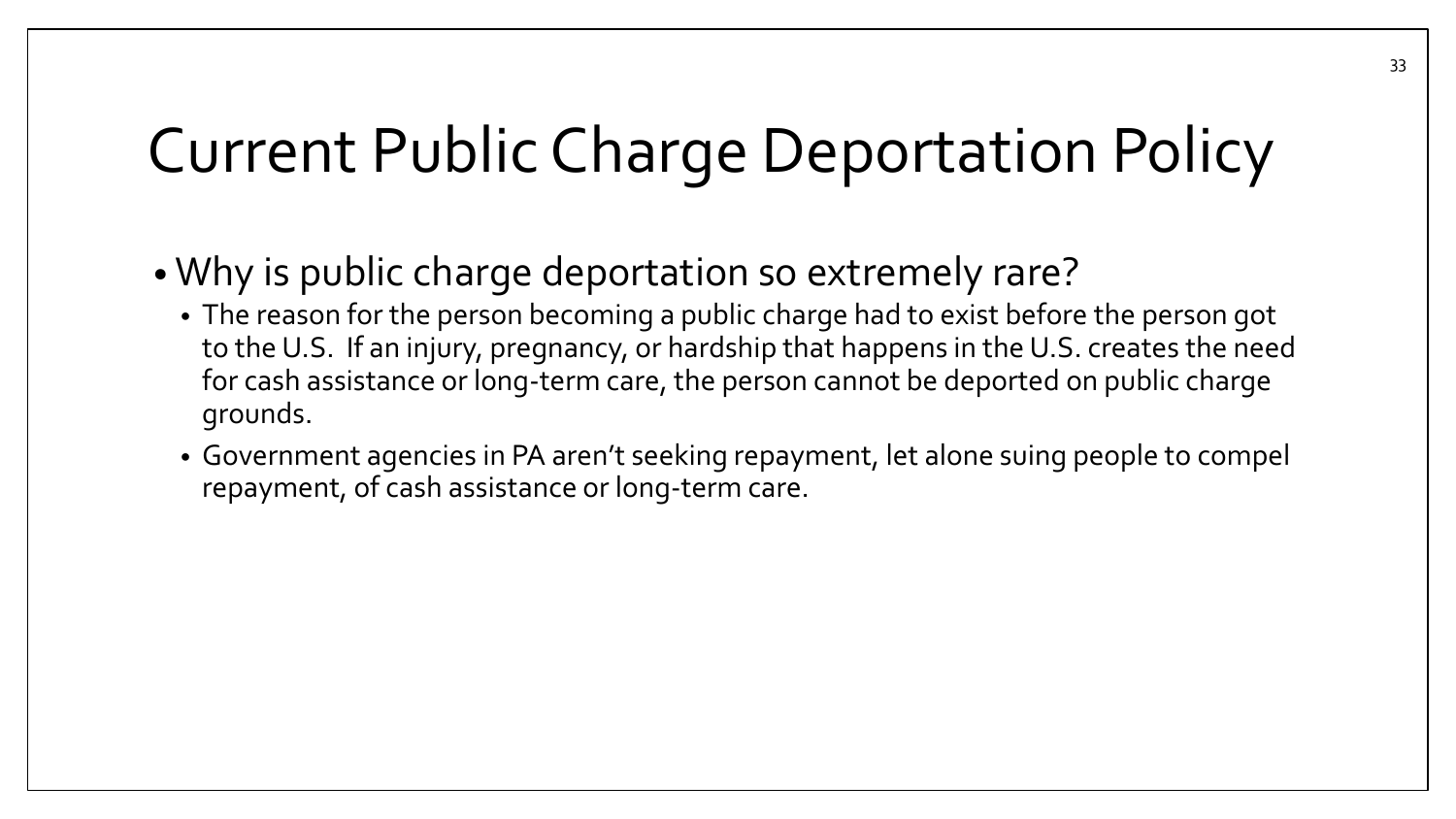# Current Public Charge Deportation Policy

- Why is public charge deportation so extremely rare?
  - The reason for the person becoming a public charge had to exist before the person got to the U.S. If an injury, pregnancy, or hardship that happens in the U.S. creates the need for cash assistance or long-term care, the person cannot be deported on public charge grounds.
  - Government agencies in PA aren't seeking repayment, let alone suing people to compel repayment, of cash assistance or long-term care.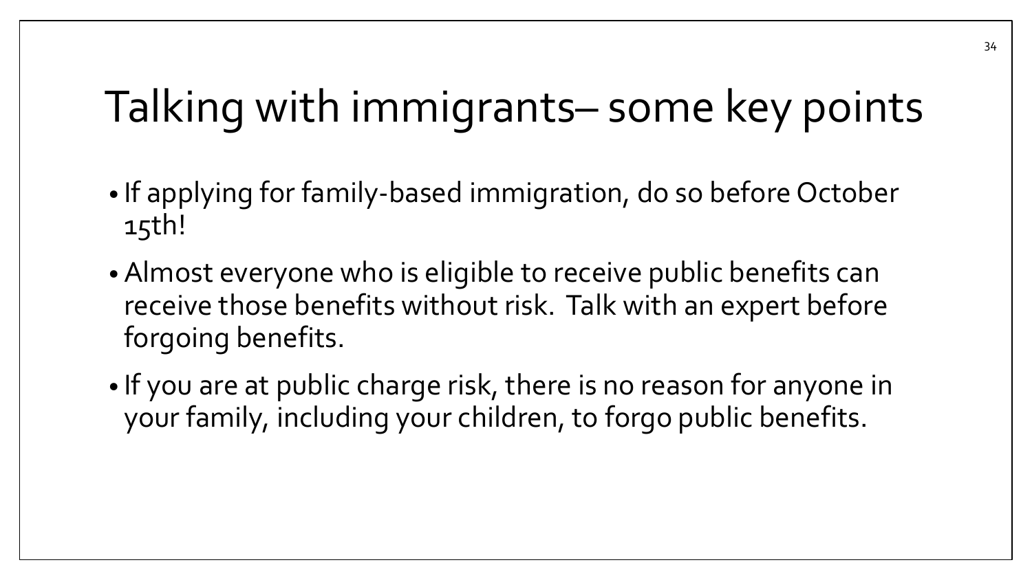# Talking with immigrants– some key points

- If applying for family-based immigration, do so before October 15th!
- Almost everyone who is eligible to receive public benefits can receive those benefits without risk. Talk with an expert before forgoing benefits.
- If you are at public charge risk, there is no reason for anyone in your family, including your children, to forgo public benefits.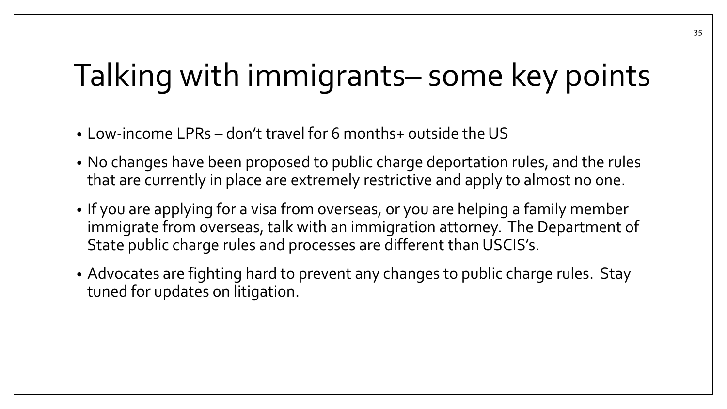# Talking with immigrants– some key points

- Low-income LPRs – don't travel for 6 months+ outside the US
- No changes have been proposed to public charge deportation rules, and the rules that are currently in place are extremely restrictive and apply to almost no one.
- If you are applying for a visa from overseas, or you are helping a family member immigrate from overseas, talk with an immigration attorney. The Department of State public charge rules and processes are different than USCIS's.
- Advocates are fighting hard to prevent any changes to public charge rules. Stay tuned for updates on litigation.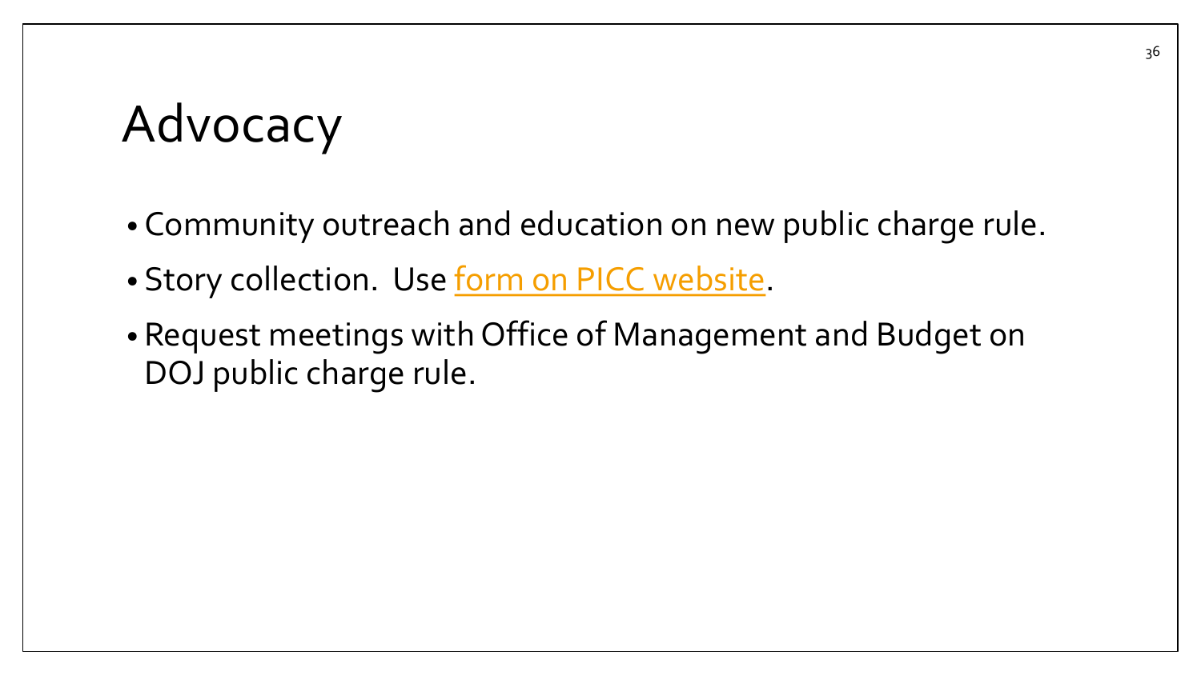# Advocacy

- Community outreach and education on new public charge rule.
- Story collection. Use form on PICC website.
- Request meetings with Office of Management and Budget on DOJ public charge rule.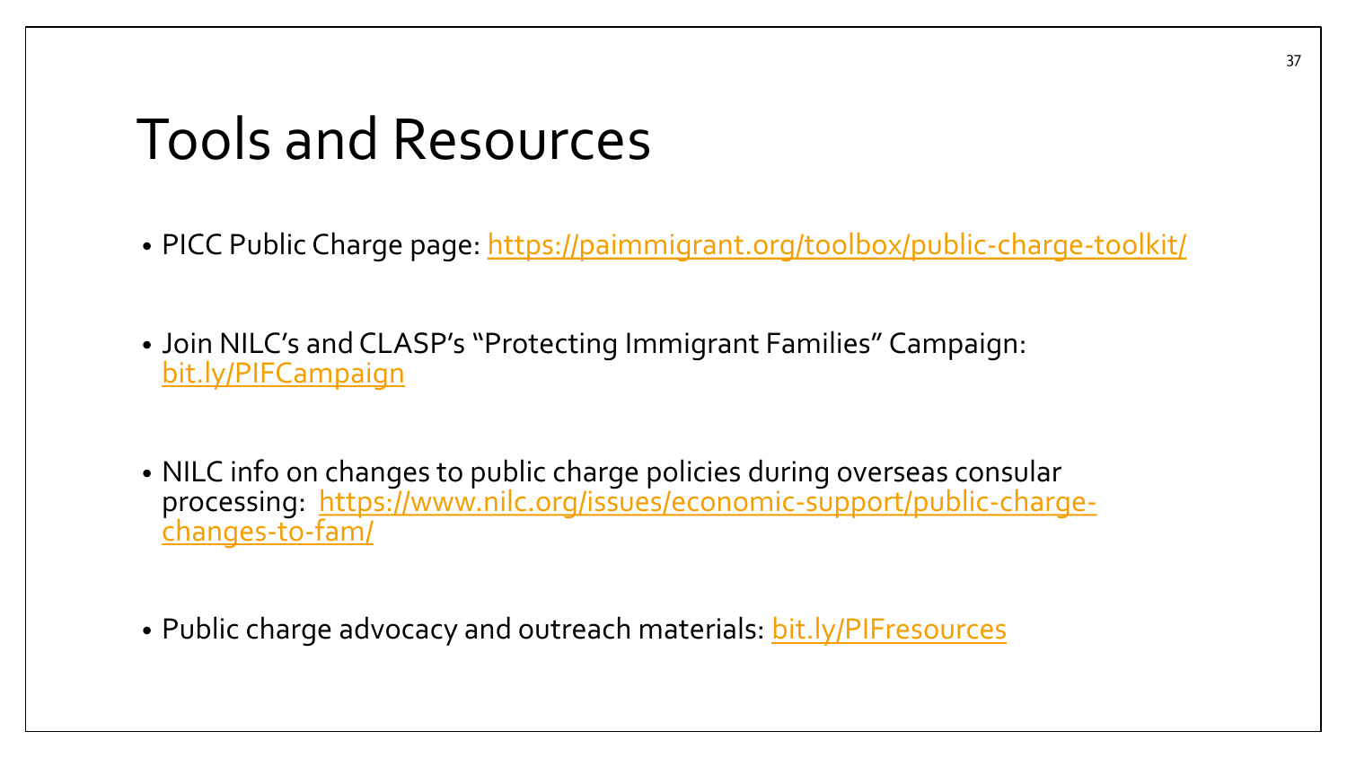# Tools and Resources

- PICC Public Charge page: https://paimmigrant.org/toolbox/public-charge-toolkit/
- Join NILC's and CLASP's "Protecting Immigrant Families" Campaign: bit.ly/PIFCampaign
- NILC info on changes to public charge policies during overseas consular processing: https://www.nilc.org/issues/economic-support/public-charge-changes-to-fam/
- Public charge advocacy and outreach materials: bit.ly/PIFresources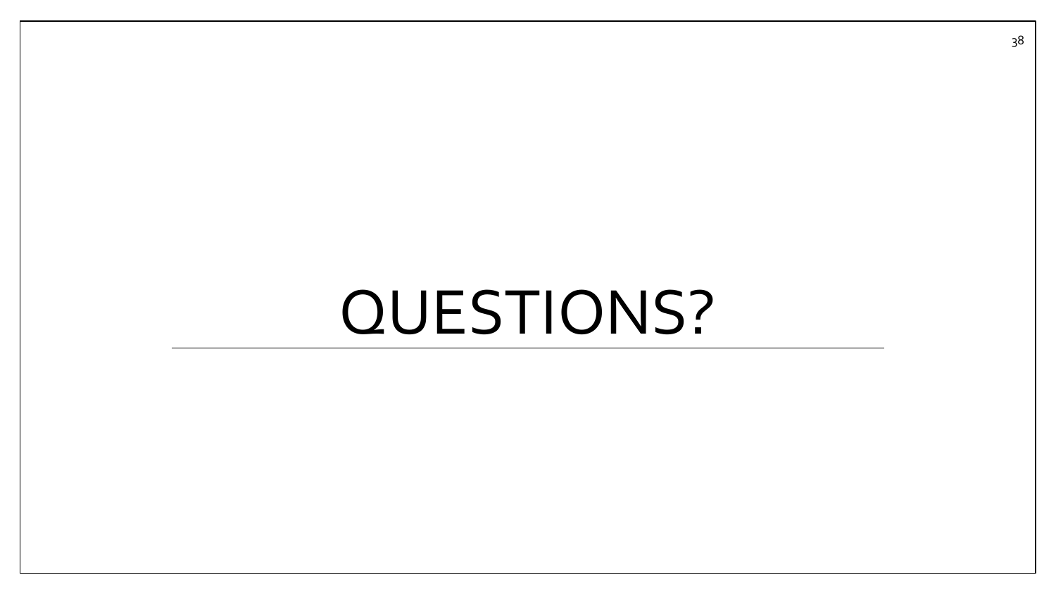# QUESTIONS?